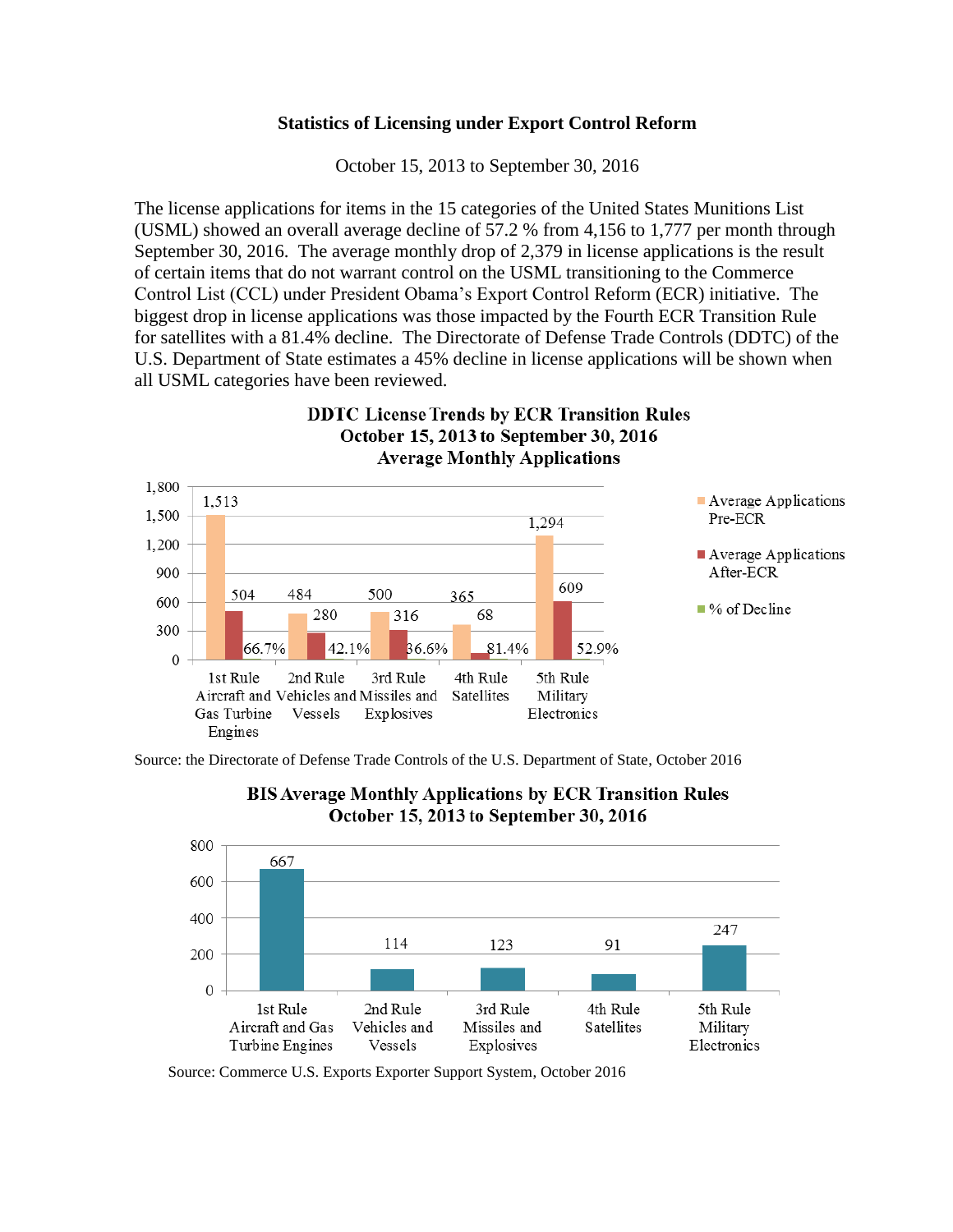# Statistics of Licensing under Export Control Reform

October 15, 2013 to September 30, 2016

The license applications for items in the 15 categories of the United States Munitions List (USML) showed an overall average decline of 57.2 % from 4,156 to 1,777 per month through September 30, 2016. The average monthly drop of 2,379 in license applications is the result of certain items that do not warrant control on the USML transitioning to the Commerce Control List (CCL) under President Obama's Export Control Reform (ECR) initiative. The biggest drop in license applications was those impacted by the Fourth ECR Transition Rule for satellites with a 81.4% decline. The Directorate of Defense Trade Controls (DDTC) of the U.S. Department of State estimates a 45% decline in license applications will be shown when all USML categories have been reviewed.

**DDTC License Trends by ECR Transition Rules**
**October 15, 2013 to September 30, 2016**
**Average Monthly Applications**

| | Average Applications Pre-ECR | Average Applications After-ECR | % of Decline |
|---|---|---|---|
| 1st Rule Aircraft and Gas Turbine Engines | 1,513 | 504 | 66.7% |
| 2nd Rule Vehicles and Vessels | 484 | 280 | 42.1% |
| 3rd Rule Missiles and Explosives | 500 | 316 | 36.6% |
| 4th Rule Satellites | 365 | 68 | 81.4% |
| 5th Rule Military Electronics | 1,294 | 609 | 52.9% |

Source: the Directorate of Defense Trade Controls of the U.S. Department of State, October 2016

**BIS Average Monthly Applications by ECR Transition Rules**
**October 15, 2013 to September 30, 2016**

| | Average Monthly Applications |
|---|---|
| 1st Rule Aircraft and Gas Turbine Engines | 667 |
| 2nd Rule Vehicles and Vessels | 114 |
| 3rd Rule Missiles and Explosives | 123 |
| 4th Rule Satellites | 91 |
| 5th Rule Military Electronics | 247 |

Source: Commerce U.S. Exports Exporter Support System, October 2016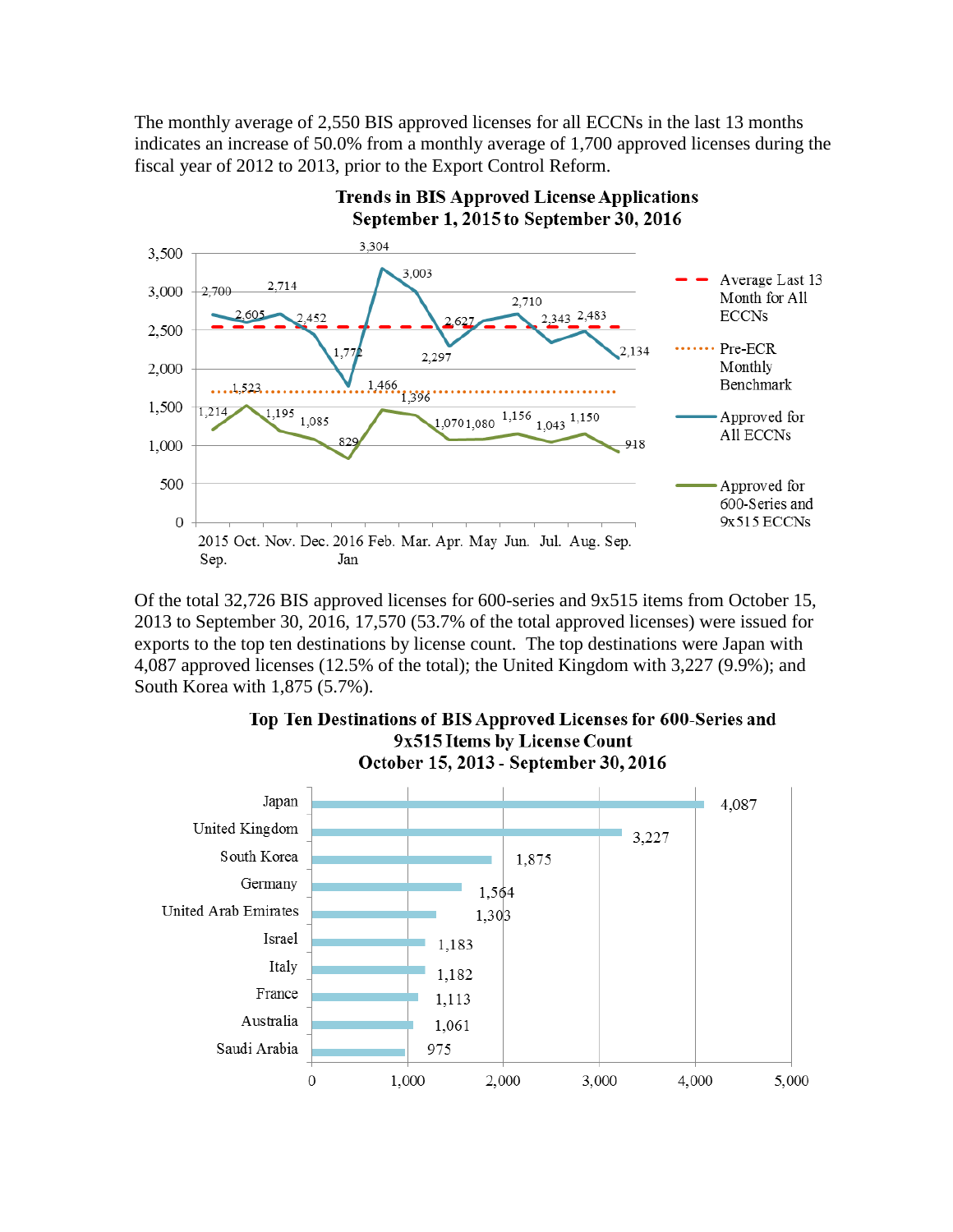The monthly average of 2,550 BIS approved licenses for all ECCNs in the last 13 months indicates an increase of 50.0% from a monthly average of 1,700 approved licenses during the fiscal year of 2012 to 2013, prior to the Export Control Reform.

**Trends in BIS Approved License Applications**
**September 1, 2015 to September 30, 2016**

3,500
3,000
2,500
2,000
1,500
1,000
500
0

2,700 2,605 2,714 2,452 1,772 3,304 3,003 2,297 2,627 2,710 2,343 2,483 2,134

1,214 1,523 1,195 1,085 829 1,466 1,396 1,070 1,080 1,156 1,043 1,150 918

2015 Sep. Oct. Nov. Dec. 2016 Jan Feb. Mar. Apr. May Jun. Jul. Aug. Sep.

Average Last 13 Month for All ECCNs
Pre-ECR Monthly Benchmark
Approved for All ECCNs
Approved for 600-Series and 9x515 ECCNs

Of the total 32,726 BIS approved licenses for 600-series and 9x515 items from October 15, 2013 to September 30, 2016, 17,570 (53.7% of the total approved licenses) were issued for exports to the top ten destinations by license count. The top destinations were Japan with 4,087 approved licenses (12.5% of the total); the United Kingdom with 3,227 (9.9%); and South Korea with 1,875 (5.7%).

**Top Ten Destinations of BIS Approved Licenses for 600-Series and 9x515 Items by License Count**
**October 15, 2013 - September 30, 2016**

Japan 4,087
United Kingdom 3,227
South Korea 1,875
Germany 1,564
United Arab Emirates 1,303
Israel 1,183
Italy 1,182
France 1,113
Australia 1,061
Saudi Arabia 975

0 1,000 2,000 3,000 4,000 5,000